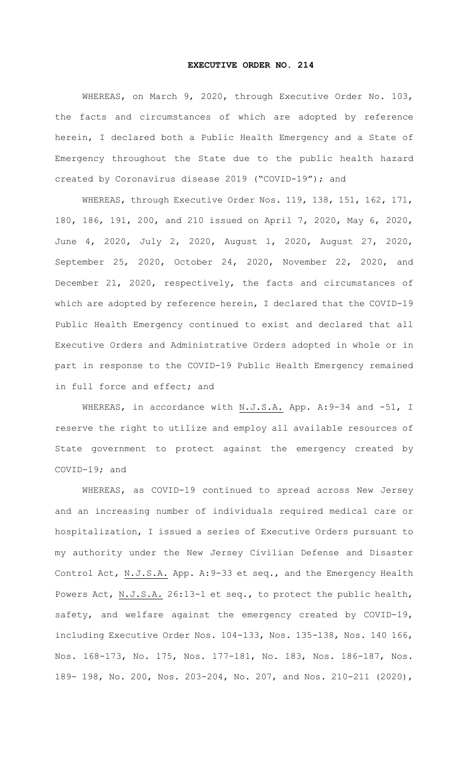# EXECUTIVE ORDER NO. 214

WHEREAS, on March 9, 2020, through Executive Order No. 103, the facts and circumstances of which are adopted by reference herein, I declared both a Public Health Emergency and a State of Emergency throughout the State due to the public health hazard created by Coronavirus disease 2019 ("COVID-19"); and

WHEREAS, through Executive Order Nos. 119, 138, 151, 162, 171, 180, 186, 191, 200, and 210 issued on April 7, 2020, May 6, 2020, June 4, 2020, July 2, 2020, August 1, 2020, August 27, 2020, September 25, 2020, October 24, 2020, November 22, 2020, and December 21, 2020, respectively, the facts and circumstances of which are adopted by reference herein, I declared that the COVID-19 Public Health Emergency continued to exist and declared that all Executive Orders and Administrative Orders adopted in whole or in part in response to the COVID-19 Public Health Emergency remained in full force and effect; and

WHEREAS, in accordance with N.J.S.A. App. A:9-34 and -51, I reserve the right to utilize and employ all available resources of State government to protect against the emergency created by COVID-19; and

WHEREAS, as COVID-19 continued to spread across New Jersey and an increasing number of individuals required medical care or hospitalization, I issued a series of Executive Orders pursuant to my authority under the New Jersey Civilian Defense and Disaster Control Act, N.J.S.A. App. A:9-33 et seq., and the Emergency Health Powers Act, N.J.S.A. 26:13-1 et seq., to protect the public health, safety, and welfare against the emergency created by COVID-19, including Executive Order Nos. 104-133, Nos. 135-138, Nos. 140 166, Nos. 168-173, No. 175, Nos. 177-181, No. 183, Nos. 186-187, Nos. 189- 198, No. 200, Nos. 203-204, No. 207, and Nos. 210-211 (2020),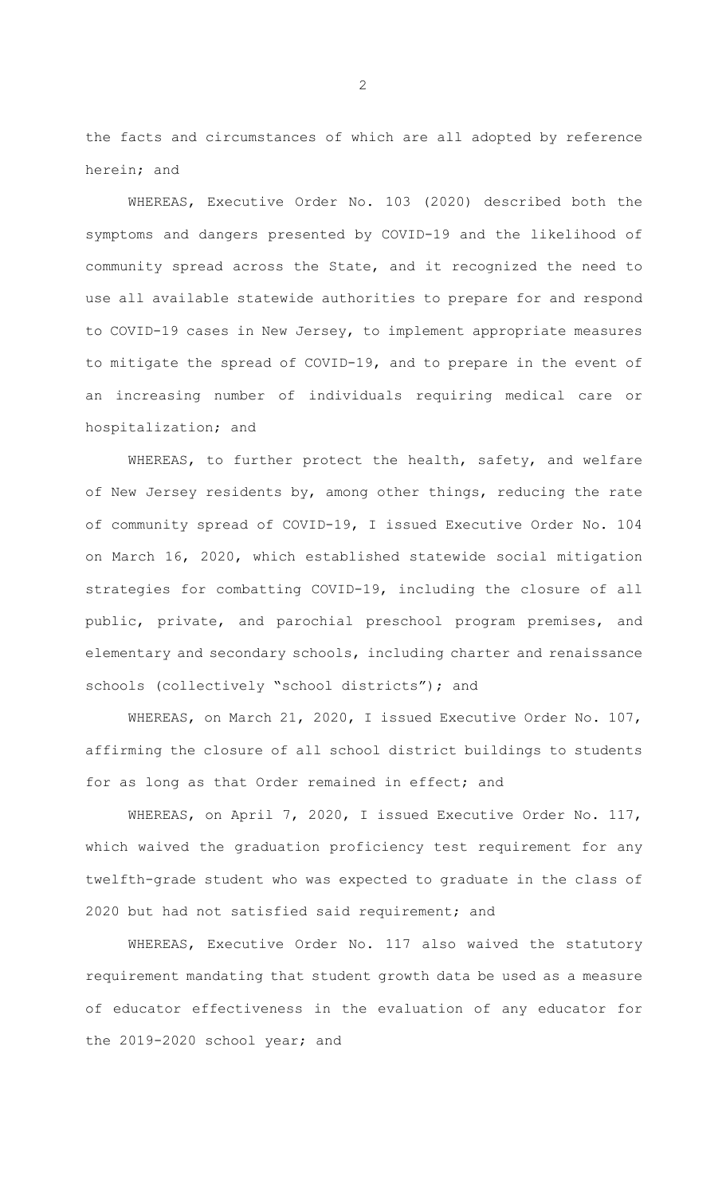the facts and circumstances of which are all adopted by reference herein; and

WHEREAS, Executive Order No. 103 (2020) described both the symptoms and dangers presented by COVID-19 and the likelihood of community spread across the State, and it recognized the need to use all available statewide authorities to prepare for and respond to COVID-19 cases in New Jersey, to implement appropriate measures to mitigate the spread of COVID-19, and to prepare in the event of an increasing number of individuals requiring medical care or hospitalization; and

WHEREAS, to further protect the health, safety, and welfare of New Jersey residents by, among other things, reducing the rate of community spread of COVID-19, I issued Executive Order No. 104 on March 16, 2020, which established statewide social mitigation strategies for combatting COVID-19, including the closure of all public, private, and parochial preschool program premises, and elementary and secondary schools, including charter and renaissance schools (collectively "school districts"); and

WHEREAS, on March 21, 2020, I issued Executive Order No. 107, affirming the closure of all school district buildings to students for as long as that Order remained in effect; and

WHEREAS, on April 7, 2020, I issued Executive Order No. 117, which waived the graduation proficiency test requirement for any twelfth-grade student who was expected to graduate in the class of 2020 but had not satisfied said requirement; and

WHEREAS, Executive Order No. 117 also waived the statutory requirement mandating that student growth data be used as a measure of educator effectiveness in the evaluation of any educator for the 2019-2020 school year; and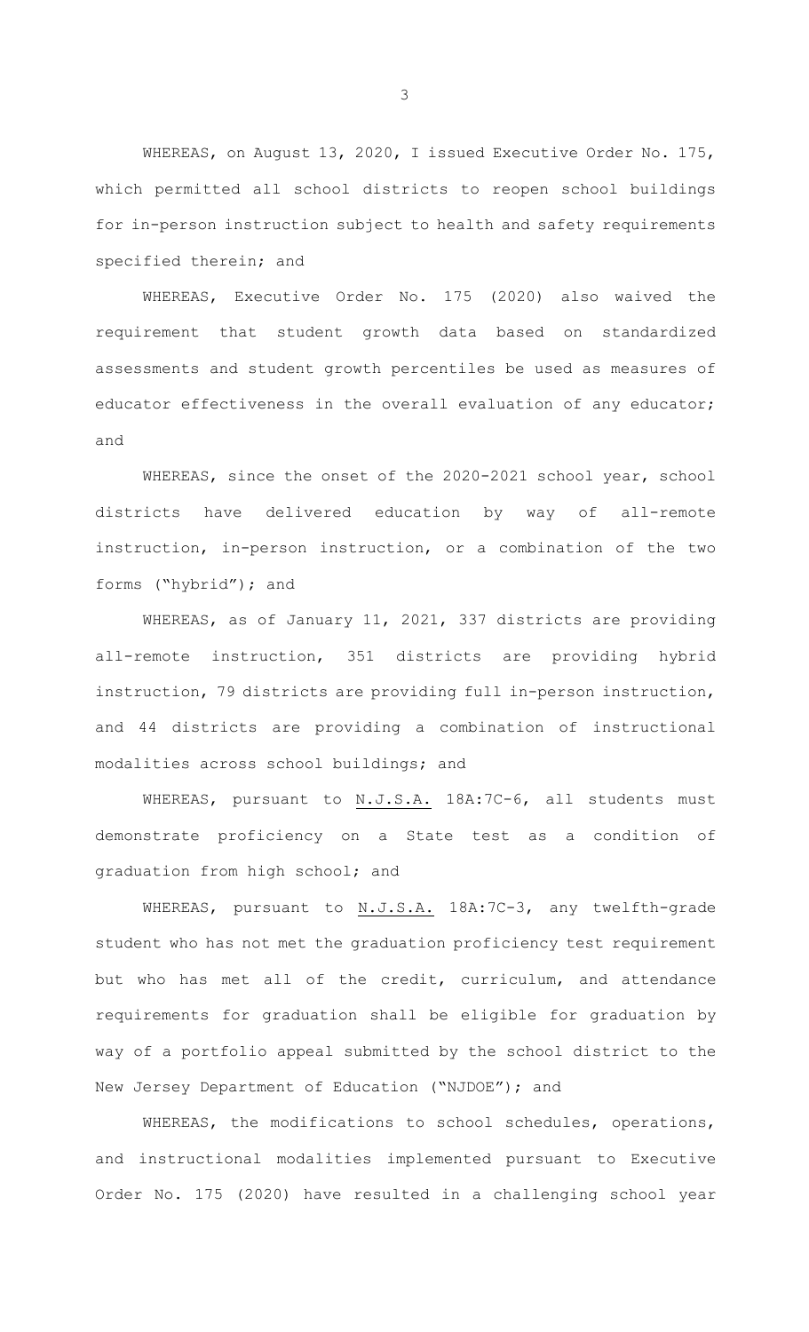WHEREAS, on August 13, 2020, I issued Executive Order No. 175, which permitted all school districts to reopen school buildings for in-person instruction subject to health and safety requirements specified therein; and

WHEREAS, Executive Order No. 175 (2020) also waived the requirement that student growth data based on standardized assessments and student growth percentiles be used as measures of educator effectiveness in the overall evaluation of any educator; and

WHEREAS, since the onset of the 2020-2021 school year, school districts have delivered education by way of all-remote instruction, in-person instruction, or a combination of the two forms ("hybrid"); and

WHEREAS, as of January 11, 2021, 337 districts are providing all-remote instruction, 351 districts are providing hybrid instruction, 79 districts are providing full in-person instruction, and 44 districts are providing a combination of instructional modalities across school buildings; and

WHEREAS, pursuant to N.J.S.A. 18A:7C-6, all students must demonstrate proficiency on a State test as a condition of graduation from high school; and

WHEREAS, pursuant to N.J.S.A. 18A:7C-3, any twelfth-grade student who has not met the graduation proficiency test requirement but who has met all of the credit, curriculum, and attendance requirements for graduation shall be eligible for graduation by way of a portfolio appeal submitted by the school district to the New Jersey Department of Education ("NJDOE"); and

WHEREAS, the modifications to school schedules, operations, and instructional modalities implemented pursuant to Executive Order No. 175 (2020) have resulted in a challenging school year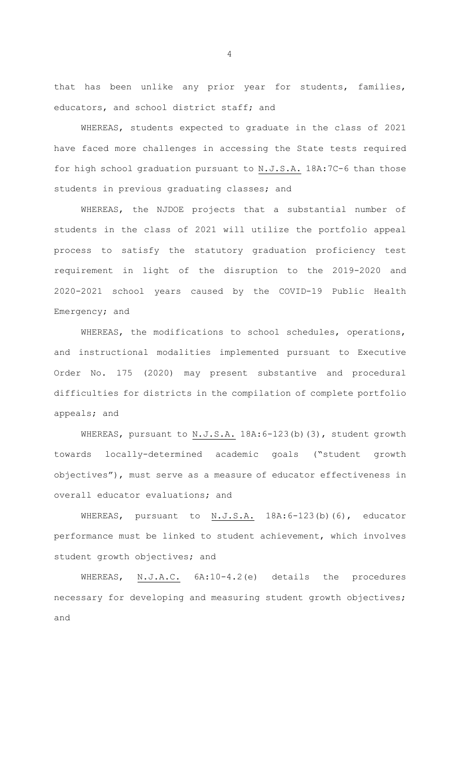that has been unlike any prior year for students, families, educators, and school district staff; and

WHEREAS, students expected to graduate in the class of 2021 have faced more challenges in accessing the State tests required for high school graduation pursuant to N.J.S.A. 18A:7C-6 than those students in previous graduating classes; and

WHEREAS, the NJDOE projects that a substantial number of students in the class of 2021 will utilize the portfolio appeal process to satisfy the statutory graduation proficiency test requirement in light of the disruption to the 2019-2020 and 2020-2021 school years caused by the COVID-19 Public Health Emergency; and

WHEREAS, the modifications to school schedules, operations, and instructional modalities implemented pursuant to Executive Order No. 175 (2020) may present substantive and procedural difficulties for districts in the compilation of complete portfolio appeals; and

WHEREAS, pursuant to N.J.S.A. 18A:6-123(b)(3), student growth towards locally-determined academic goals ("student growth objectives"), must serve as a measure of educator effectiveness in overall educator evaluations; and

WHEREAS, pursuant to N.J.S.A. 18A:6-123(b)(6), educator performance must be linked to student achievement, which involves student growth objectives; and

WHEREAS, N.J.A.C. 6A:10-4.2(e) details the procedures necessary for developing and measuring student growth objectives; and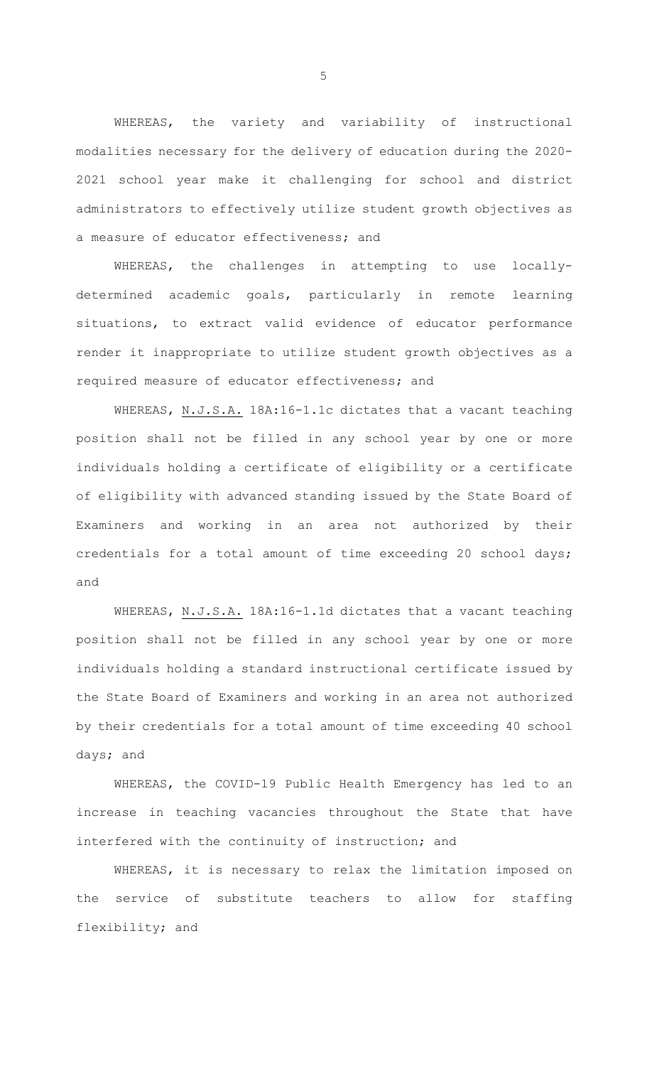WHEREAS, the variety and variability of instructional modalities necessary for the delivery of education during the 2020-2021 school year make it challenging for school and district administrators to effectively utilize student growth objectives as a measure of educator effectiveness; and

WHEREAS, the challenges in attempting to use locally-determined academic goals, particularly in remote learning situations, to extract valid evidence of educator performance render it inappropriate to utilize student growth objectives as a required measure of educator effectiveness; and

WHEREAS, N.J.S.A. 18A:16-1.1c dictates that a vacant teaching position shall not be filled in any school year by one or more individuals holding a certificate of eligibility or a certificate of eligibility with advanced standing issued by the State Board of Examiners and working in an area not authorized by their credentials for a total amount of time exceeding 20 school days; and

WHEREAS, N.J.S.A. 18A:16-1.1d dictates that a vacant teaching position shall not be filled in any school year by one or more individuals holding a standard instructional certificate issued by the State Board of Examiners and working in an area not authorized by their credentials for a total amount of time exceeding 40 school days; and

WHEREAS, the COVID-19 Public Health Emergency has led to an increase in teaching vacancies throughout the State that have interfered with the continuity of instruction; and

WHEREAS, it is necessary to relax the limitation imposed on the service of substitute teachers to allow for staffing flexibility; and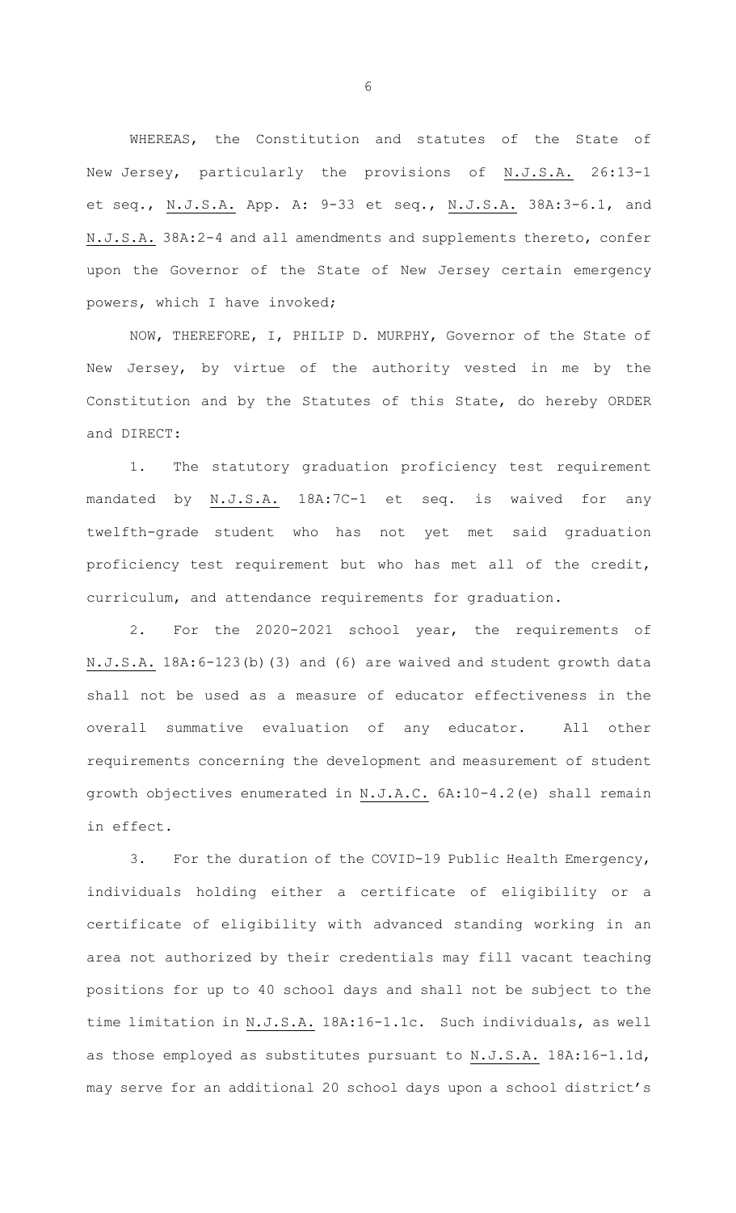WHEREAS, the Constitution and statutes of the State of New Jersey, particularly the provisions of N.J.S.A. 26:13-1 et seq., N.J.S.A. App. A: 9-33 et seq., N.J.S.A. 38A:3-6.1, and N.J.S.A. 38A:2-4 and all amendments and supplements thereto, confer upon the Governor of the State of New Jersey certain emergency powers, which I have invoked;

NOW, THEREFORE, I, PHILIP D. MURPHY, Governor of the State of New Jersey, by virtue of the authority vested in me by the Constitution and by the Statutes of this State, do hereby ORDER and DIRECT:

1. The statutory graduation proficiency test requirement mandated by N.J.S.A. 18A:7C-1 et seq. is waived for any twelfth-grade student who has not yet met said graduation proficiency test requirement but who has met all of the credit, curriculum, and attendance requirements for graduation.

2. For the 2020-2021 school year, the requirements of N.J.S.A. 18A:6-123(b)(3) and (6) are waived and student growth data shall not be used as a measure of educator effectiveness in the overall summative evaluation of any educator. All other requirements concerning the development and measurement of student growth objectives enumerated in N.J.A.C. 6A:10-4.2(e) shall remain in effect.

3. For the duration of the COVID-19 Public Health Emergency, individuals holding either a certificate of eligibility or a certificate of eligibility with advanced standing working in an area not authorized by their credentials may fill vacant teaching positions for up to 40 school days and shall not be subject to the time limitation in N.J.S.A. 18A:16-1.1c. Such individuals, as well as those employed as substitutes pursuant to N.J.S.A. 18A:16-1.1d, may serve for an additional 20 school days upon a school district's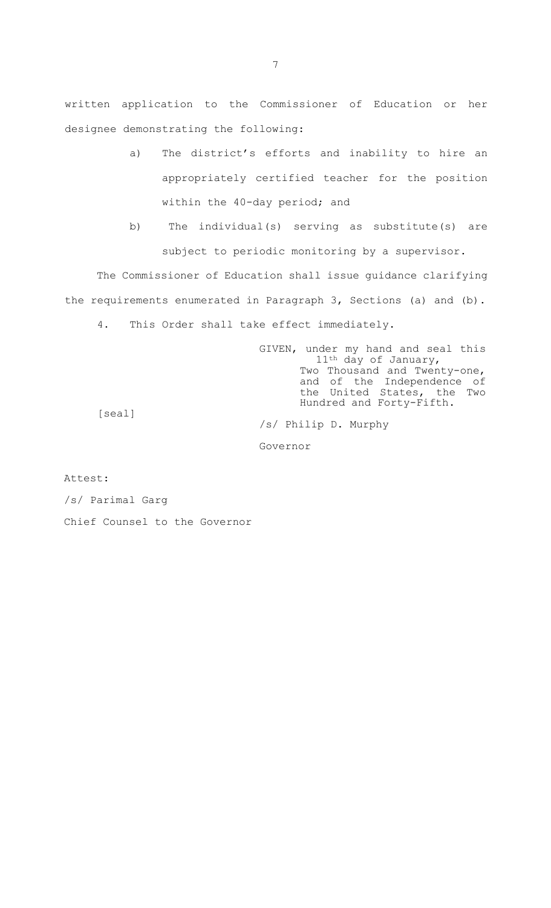written application to the Commissioner of Education or her designee demonstrating the following:

a) The district's efforts and inability to hire an appropriately certified teacher for the position within the 40-day period; and

b) The individual(s) serving as substitute(s) are subject to periodic monitoring by a supervisor.

The Commissioner of Education shall issue guidance clarifying the requirements enumerated in Paragraph 3, Sections (a) and (b).

4. This Order shall take effect immediately.

GIVEN, under my hand and seal this 11th day of January, Two Thousand and Twenty-one, and of the Independence of the United States, the Two Hundred and Forty-Fifth.

[seal]

/s/ Philip D. Murphy

Governor

Attest:

/s/ Parimal Garg

Chief Counsel to the Governor